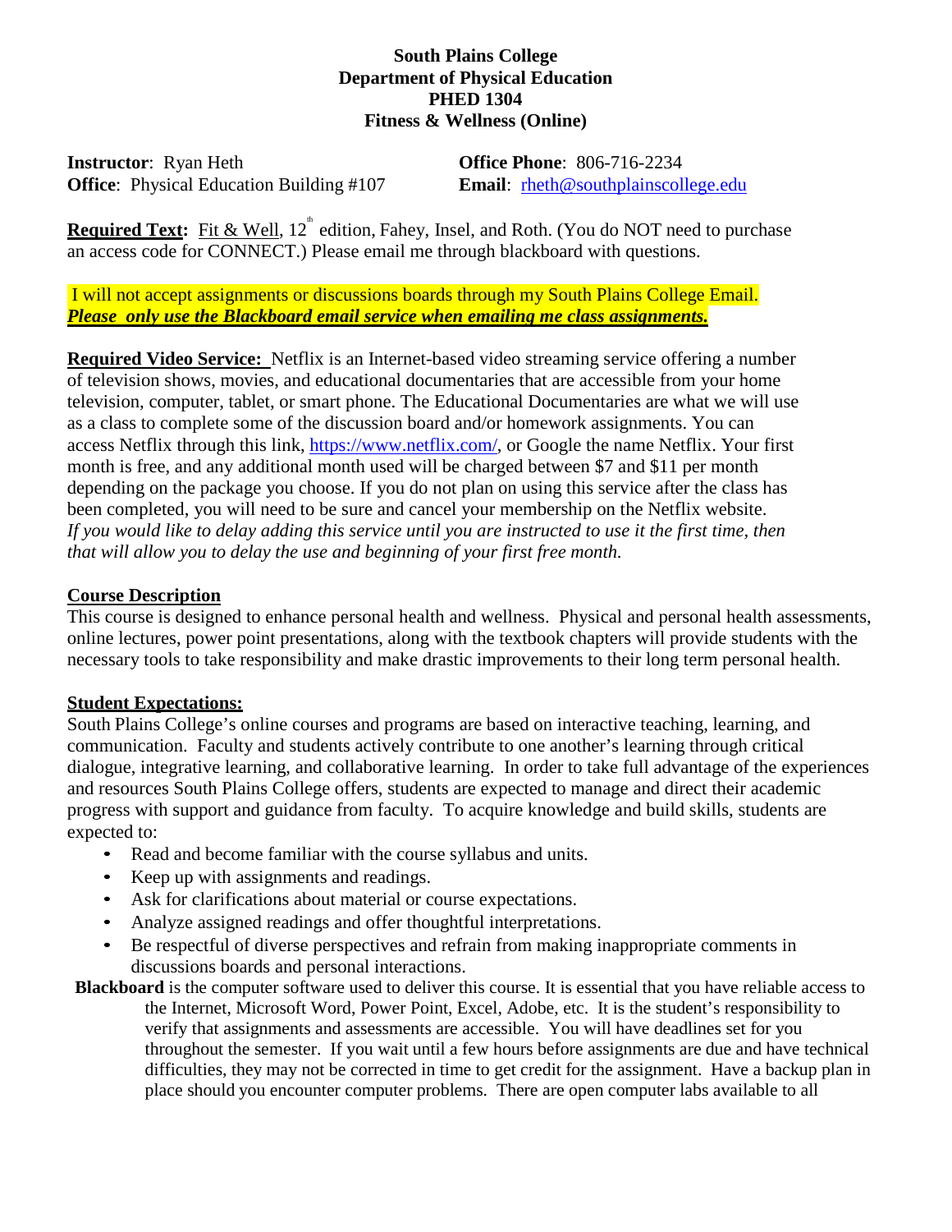**South Plains College**
**Department of Physical Education**
**PHED 1304**
**Fitness & Wellness (Online)**

**Instructor**: Ryan Heth
**Office**: Physical Education Building #107
**Office Phone**: 806-716-2234
**Email**: rheth@southplainscollege.edu

**Required Text:** Fit & Well, 12th edition, Fahey, Insel, and Roth. (You do NOT need to purchase an access code for CONNECT.) Please email me through blackboard with questions.

I will not accept assignments or discussions boards through my South Plains College Email. ***Please only use the Blackboard email service when emailing me class assignments.***

**Required Video Service:** Netflix is an Internet-based video streaming service offering a number of television shows, movies, and educational documentaries that are accessible from your home television, computer, tablet, or smart phone. The Educational Documentaries are what we will use as a class to complete some of the discussion board and/or homework assignments. You can access Netflix through this link, https://www.netflix.com/, or Google the name Netflix. Your first month is free, and any additional month used will be charged between $7 and $11 per month depending on the package you choose. If you do not plan on using this service after the class has been completed, you will need to be sure and cancel your membership on the Netflix website. *If you would like to delay adding this service until you are instructed to use it the first time, then that will allow you to delay the use and beginning of your first free month.*

**Course Description**

This course is designed to enhance personal health and wellness. Physical and personal health assessments, online lectures, power point presentations, along with the textbook chapters will provide students with the necessary tools to take responsibility and make drastic improvements to their long term personal health.

**Student Expectations:**

South Plains College's online courses and programs are based on interactive teaching, learning, and communication. Faculty and students actively contribute to one another's learning through critical dialogue, integrative learning, and collaborative learning. In order to take full advantage of the experiences and resources South Plains College offers, students are expected to manage and direct their academic progress with support and guidance from faculty. To acquire knowledge and build skills, students are expected to:

- Read and become familiar with the course syllabus and units.
- Keep up with assignments and readings.
- Ask for clarifications about material or course expectations.
- Analyze assigned readings and offer thoughtful interpretations.
- Be respectful of diverse perspectives and refrain from making inappropriate comments in discussions boards and personal interactions.

**Blackboard** is the computer software used to deliver this course. It is essential that you have reliable access to the Internet, Microsoft Word, Power Point, Excel, Adobe, etc. It is the student's responsibility to verify that assignments and assessments are accessible. You will have deadlines set for you throughout the semester. If you wait until a few hours before assignments are due and have technical difficulties, they may not be corrected in time to get credit for the assignment. Have a backup plan in place should you encounter computer problems. There are open computer labs available to all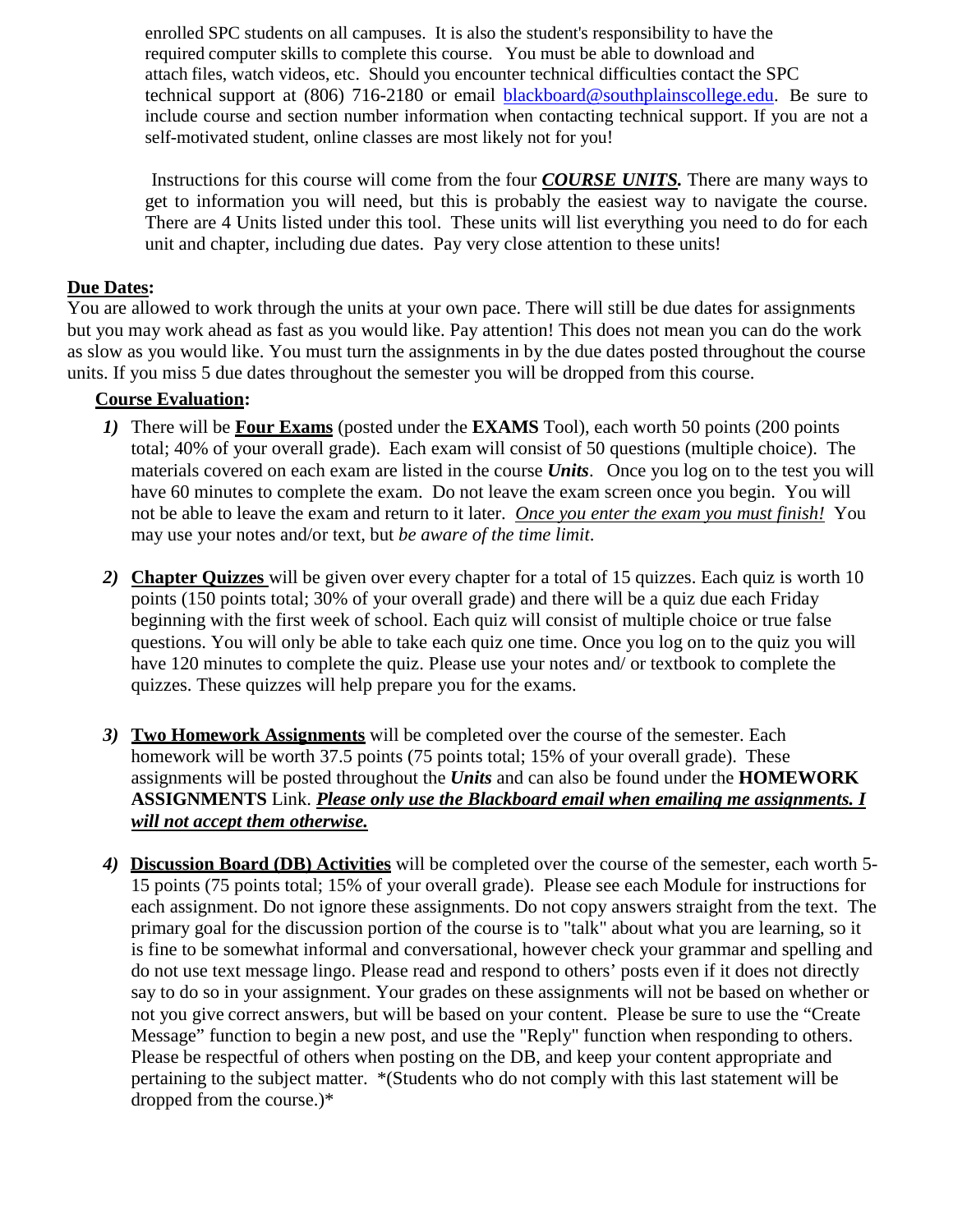enrolled SPC students on all campuses. It is also the student's responsibility to have the required computer skills to complete this course. You must be able to download and attach files, watch videos, etc. Should you encounter technical difficulties contact the SPC technical support at (806) 716-2180 or email blackboard@southplainscollege.edu. Be sure to include course and section number information when contacting technical support. If you are not a self-motivated student, online classes are most likely not for you!

Instructions for this course will come from the four ***COURSE UNITS.*** There are many ways to get to information you will need, but this is probably the easiest way to navigate the course. There are 4 Units listed under this tool. These units will list everything you need to do for each unit and chapter, including due dates. Pay very close attention to these units!

**Due Dates:**

You are allowed to work through the units at your own pace. There will still be due dates for assignments but you may work ahead as fast as you would like. Pay attention! This does not mean you can do the work as slow as you would like. You must turn the assignments in by the due dates posted throughout the course units. If you miss 5 due dates throughout the semester you will be dropped from this course.

**Course Evaluation:**

1) There will be **Four Exams** (posted under the **EXAMS** Tool), each worth 50 points (200 points total; 40% of your overall grade). Each exam will consist of 50 questions (multiple choice). The materials covered on each exam are listed in the course ***Units***. Once you log on to the test you will have 60 minutes to complete the exam. Do not leave the exam screen once you begin. You will not be able to leave the exam and return to it later. *Once you enter the exam you must finish!* You may use your notes and/or text, but *be aware of the time limit*.

2) **Chapter Quizzes** will be given over every chapter for a total of 15 quizzes. Each quiz is worth 10 points (150 points total; 30% of your overall grade) and there will be a quiz due each Friday beginning with the first week of school. Each quiz will consist of multiple choice or true false questions. You will only be able to take each quiz one time. Once you log on to the quiz you will have 120 minutes to complete the quiz. Please use your notes and/ or textbook to complete the quizzes. These quizzes will help prepare you for the exams.

3) **Two Homework Assignments** will be completed over the course of the semester. Each homework will be worth 37.5 points (75 points total; 15% of your overall grade). These assignments will be posted throughout the ***Units*** and can also be found under the **HOMEWORK ASSIGNMENTS** Link. ***Please only use the Blackboard email when emailing me assignments. I will not accept them otherwise.***

4) **Discussion Board (DB) Activities** will be completed over the course of the semester, each worth 5-15 points (75 points total; 15% of your overall grade). Please see each Module for instructions for each assignment. Do not ignore these assignments. Do not copy answers straight from the text. The primary goal for the discussion portion of the course is to "talk" about what you are learning, so it is fine to be somewhat informal and conversational, however check your grammar and spelling and do not use text message lingo. Please read and respond to others' posts even if it does not directly say to do so in your assignment. Your grades on these assignments will not be based on whether or not you give correct answers, but will be based on your content. Please be sure to use the "Create Message" function to begin a new post, and use the "Reply" function when responding to others. Please be respectful of others when posting on the DB, and keep your content appropriate and pertaining to the subject matter. *(Students who do not comply with this last statement will be dropped from the course.)*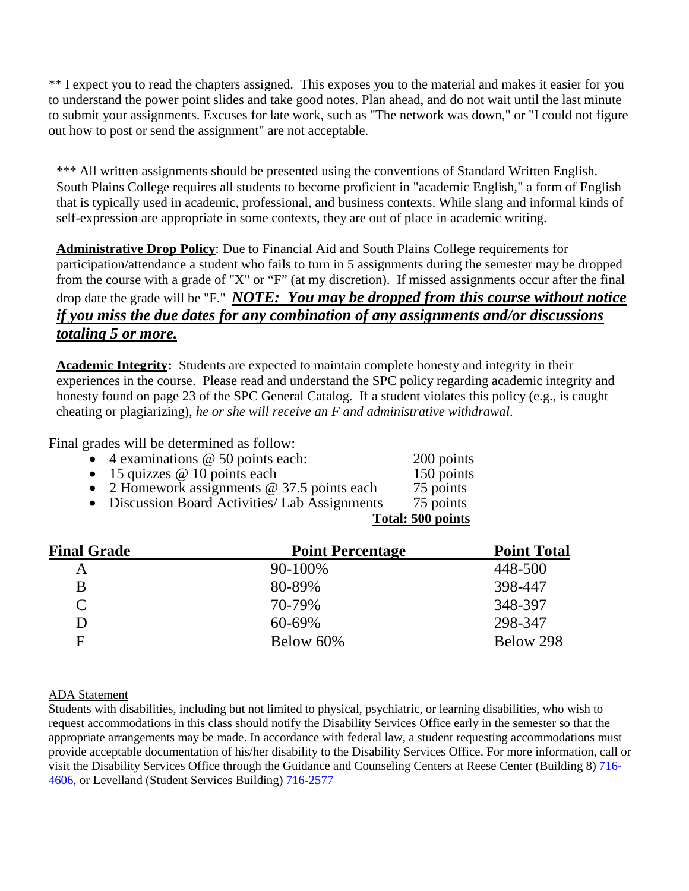** I expect you to read the chapters assigned. This exposes you to the material and makes it easier for you to understand the power point slides and take good notes. Plan ahead, and do not wait until the last minute to submit your assignments. Excuses for late work, such as "The network was down," or "I could not figure out how to post or send the assignment" are not acceptable.

*** All written assignments should be presented using the conventions of Standard Written English. South Plains College requires all students to become proficient in "academic English," a form of English that is typically used in academic, professional, and business contexts. While slang and informal kinds of self-expression are appropriate in some contexts, they are out of place in academic writing.

**Administrative Drop Policy**: Due to Financial Aid and South Plains College requirements for participation/attendance a student who fails to turn in 5 assignments during the semester may be dropped from the course with a grade of "X" or "F" (at my discretion). If missed assignments occur after the final drop date the grade will be "F." ***NOTE: You may be dropped from this course without notice if you miss the due dates for any combination of any assignments and/or discussions totaling 5 or more.***

**Academic Integrity:** Students are expected to maintain complete honesty and integrity in their experiences in the course. Please read and understand the SPC policy regarding academic integrity and honesty found on page 23 of the SPC General Catalog. If a student violates this policy (e.g., is caught cheating or plagiarizing), *he or she will receive an F and administrative withdrawal.*

Final grades will be determined as follow:

- 4 examinations @ 50 points each: 200 points
- 15 quizzes @ 10 points each 150 points
- 2 Homework assignments @ 37.5 points each 75 points
- Discussion Board Activities/ Lab Assignments 75 points

**Total: 500 points**

| Final Grade | Point Percentage | Point Total |
|---|---|---|
| A | 90-100% | 448-500 |
| B | 80-89% | 398-447 |
| C | 70-79% | 348-397 |
| D | 60-69% | 298-347 |
| F | Below 60% | Below 298 |

ADA Statement

Students with disabilities, including but not limited to physical, psychiatric, or learning disabilities, who wish to request accommodations in this class should notify the Disability Services Office early in the semester so that the appropriate arrangements may be made. In accordance with federal law, a student requesting accommodations must provide acceptable documentation of his/her disability to the Disability Services Office. For more information, call or visit the Disability Services Office through the Guidance and Counseling Centers at Reese Center (Building 8) 716-4606, or Levelland (Student Services Building) 716-2577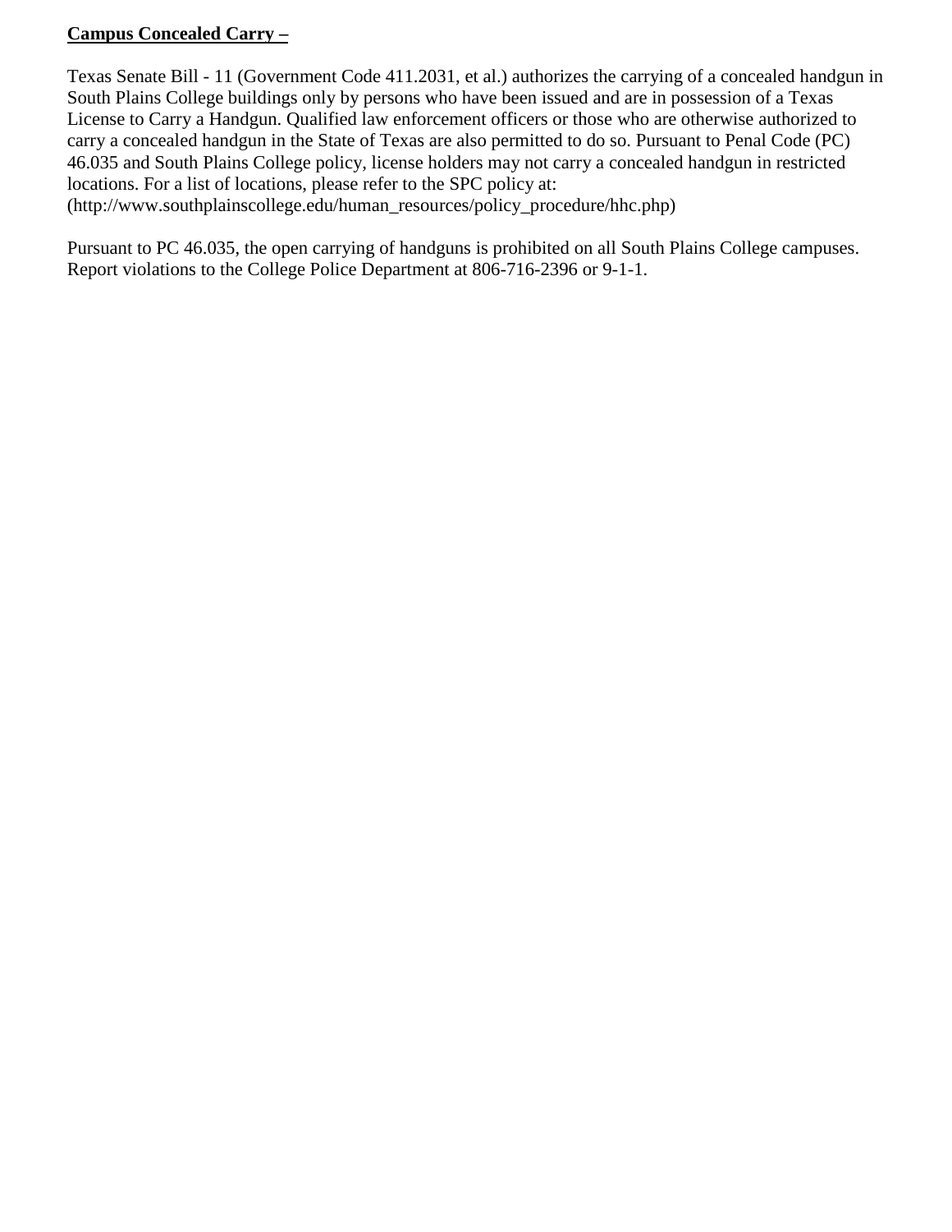**Campus Concealed Carry –**

Texas Senate Bill - 11 (Government Code 411.2031, et al.) authorizes the carrying of a concealed handgun in South Plains College buildings only by persons who have been issued and are in possession of a Texas License to Carry a Handgun. Qualified law enforcement officers or those who are otherwise authorized to carry a concealed handgun in the State of Texas are also permitted to do so. Pursuant to Penal Code (PC) 46.035 and South Plains College policy, license holders may not carry a concealed handgun in restricted locations. For a list of locations, please refer to the SPC policy at: (http://www.southplainscollege.edu/human_resources/policy_procedure/hhc.php)

Pursuant to PC 46.035, the open carrying of handguns is prohibited on all South Plains College campuses. Report violations to the College Police Department at 806-716-2396 or 9-1-1.